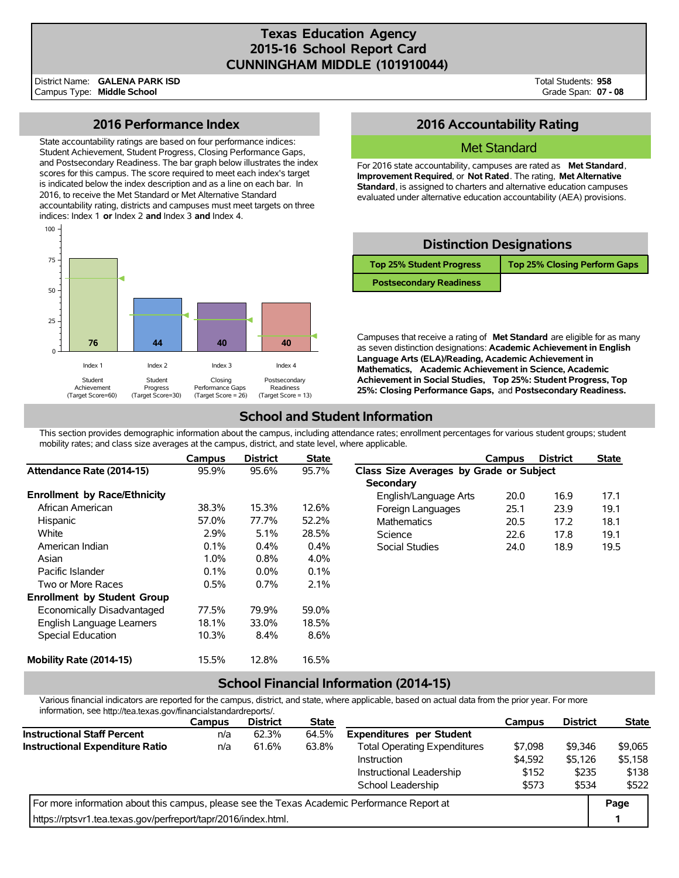# Texas Education Agency
# 2015-16 School Report Card
# CUNNINGHAM MIDDLE (101910044)

District Name: **GALENA PARK ISD**
Campus Type: **Middle School**

Total Students: **958**
Grade Span: **07 - 08**

## 2016 Performance Index

State accountability ratings are based on four performance indices: Student Achievement, Student Progress, Closing Performance Gaps, and Postsecondary Readiness. The bar graph below illustrates the index scores for this campus. The score required to meet each index's target is indicated below the index description and as a line on each bar. In 2016, to receive the Met Standard or Met Alternative Standard accountability rating, districts and campuses must meet targets on three indices: Index 1 **or** Index 2 **and** Index 3 **and** Index 4.

| Index | Description | Target Score | Score |
|---|---|---|---|
| Index 1 | Student Achievement | 60 | 76 |
| Index 2 | Student Progress | 30 | 44 |
| Index 3 | Closing Performance Gaps | 26 | 40 |
| Index 4 | Postsecondary Readiness | 13 | 40 |

## 2016 Accountability Rating

**Met Standard**

For 2016 state accountability, campuses are rated as **Met Standard**, **Improvement Required**, or **Not Rated**. The rating, **Met Alternative Standard**, is assigned to charters and alternative education campuses evaluated under alternative education accountability (AEA) provisions.

## Distinction Designations

| | |
|---|---|
| **Top 25% Student Progress** | **Top 25% Closing Perform Gaps** |
| **Postsecondary Readiness** | |

Campuses that receive a rating of **Met Standard** are eligible for as many as seven distinction designations: **Academic Achievement in English Language Arts (ELA)/Reading, Academic Achievement in Mathematics, Academic Achievement in Science, Academic Achievement in Social Studies, Top 25%: Student Progress, Top 25%: Closing Performance Gaps,** and **Postsecondary Readiness.**

## School and Student Information

This section provides demographic information about the campus, including attendance rates; enrollment percentages for various student groups; student mobility rates; and class size averages at the campus, district, and state level, where applicable.

| | Campus | District | State |
|---|---|---|---|
| **Attendance Rate (2014-15)** | 95.9% | 95.6% | 95.7% |
| **Enrollment by Race/Ethnicity** | | | |
| African American | 38.3% | 15.3% | 12.6% |
| Hispanic | 57.0% | 77.7% | 52.2% |
| White | 2.9% | 5.1% | 28.5% |
| American Indian | 0.1% | 0.4% | 0.4% |
| Asian | 1.0% | 0.8% | 4.0% |
| Pacific Islander | 0.1% | 0.0% | 0.1% |
| Two or More Races | 0.5% | 0.7% | 2.1% |
| **Enrollment by Student Group** | | | |
| Economically Disadvantaged | 77.5% | 79.9% | 59.0% |
| English Language Learners | 18.1% | 33.0% | 18.5% |
| Special Education | 10.3% | 8.4% | 8.6% |
| **Mobility Rate (2014-15)** | 15.5% | 12.8% | 16.5% |

| | Campus | District | State |
|---|---|---|---|
| **Class Size Averages by Grade or Subject** | | | |
| **Secondary** | | | |
| English/Language Arts | 20.0 | 16.9 | 17.1 |
| Foreign Languages | 25.1 | 23.9 | 19.1 |
| Mathematics | 20.5 | 17.2 | 18.1 |
| Science | 22.6 | 17.8 | 19.1 |
| Social Studies | 24.0 | 18.9 | 19.5 |

## School Financial Information (2014-15)

Various financial indicators are reported for the campus, district, and state, where applicable, based on actual data from the prior year. For more information, see http://tea.texas.gov/financialstandardreports/.

| | Campus | District | State |
|---|---|---|---|
| **Instructional Staff Percent** | n/a | 62.3% | 64.5% |
| **Instructional Expenditure Ratio** | n/a | 61.6% | 63.8% |

| | Campus | District | State |
|---|---|---|---|
| **Expenditures per Student** | | | |
| Total Operating Expenditures | $7,098 | $9,346 | $9,065 |
| Instruction | $4,592 | $5,126 | $5,158 |
| Instructional Leadership | $152 | $235 | $138 |
| School Leadership | $573 | $534 | $522 |

For more information about this campus, please see the Texas Academic Performance Report at https://rptsvr1.tea.texas.gov/perfreport/tapr/2016/index.html.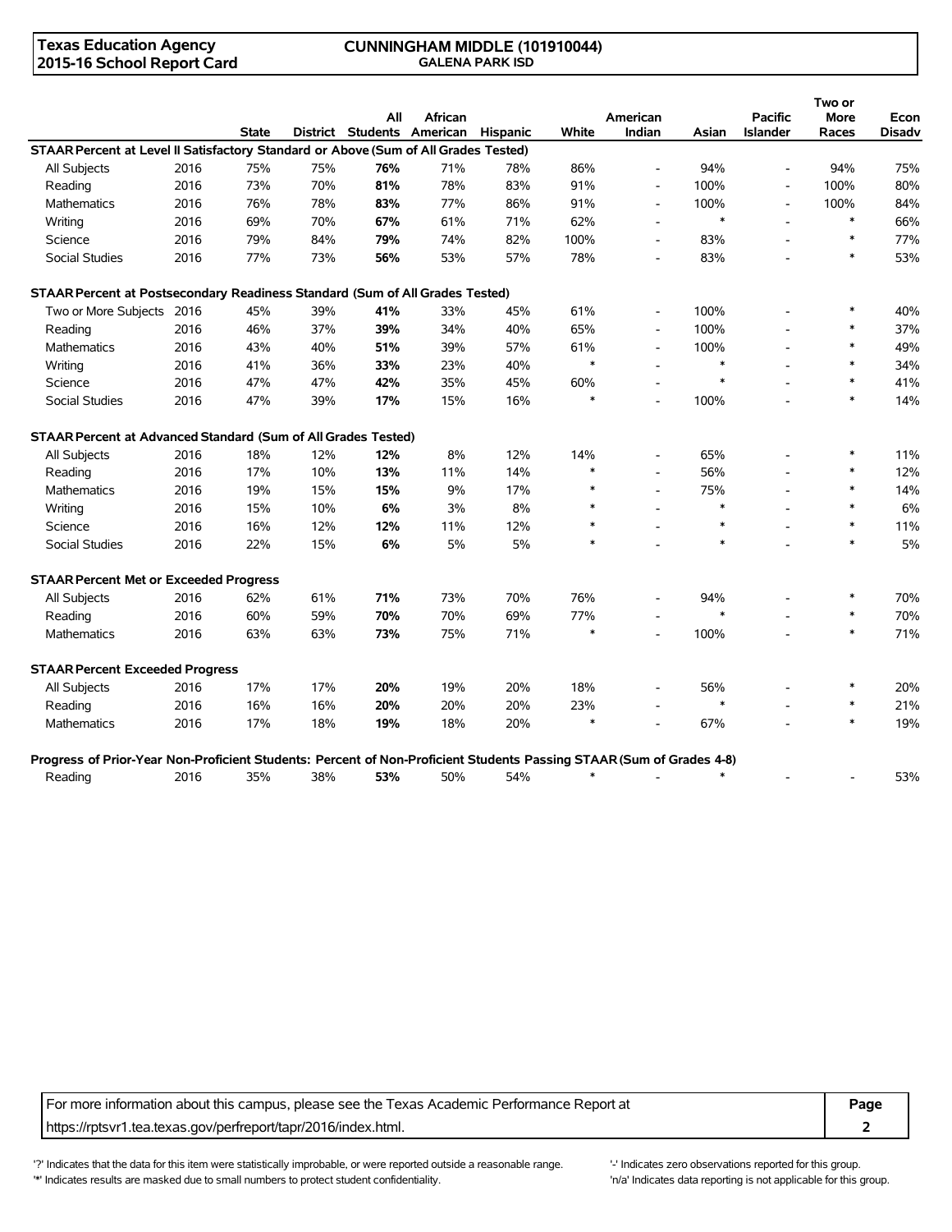**Texas Education Agency**
**2015-16 School Report Card**

**CUNNINGHAM MIDDLE (101910044)**
**GALENA PARK ISD**

| | | State | District | All Students | African American | Hispanic | White | American Indian | Asian | Pacific Islander | Two or More Races | Econ Disadv |
|---|---|---|---|---|---|---|---|---|---|---|---|---|
| **STAAR Percent at Level II Satisfactory Standard or Above (Sum of All Grades Tested)** | | | | | | | | | | | | |
| All Subjects | 2016 | 75% | 75% | **76%** | 71% | 78% | 86% | - | 94% | - | 94% | 75% |
| Reading | 2016 | 73% | 70% | **81%** | 78% | 83% | 91% | - | 100% | - | 100% | 80% |
| Mathematics | 2016 | 76% | 78% | **83%** | 77% | 86% | 91% | - | 100% | - | 100% | 84% |
| Writing | 2016 | 69% | 70% | **67%** | 61% | 71% | 62% | - | * | - | * | 66% |
| Science | 2016 | 79% | 84% | **79%** | 74% | 82% | 100% | - | 83% | - | * | 77% |
| Social Studies | 2016 | 77% | 73% | **56%** | 53% | 57% | 78% | - | 83% | - | * | 53% |
| **STAAR Percent at Postsecondary Readiness Standard (Sum of All Grades Tested)** | | | | | | | | | | | | |
| Two or More Subjects | 2016 | 45% | 39% | **41%** | 33% | 45% | 61% | - | 100% | - | * | 40% |
| Reading | 2016 | 46% | 37% | **39%** | 34% | 40% | 65% | - | 100% | - | * | 37% |
| Mathematics | 2016 | 43% | 40% | **51%** | 39% | 57% | 61% | - | 100% | - | * | 49% |
| Writing | 2016 | 41% | 36% | **33%** | 23% | 40% | * | - | * | - | * | 34% |
| Science | 2016 | 47% | 47% | **42%** | 35% | 45% | 60% | - | * | - | * | 41% |
| Social Studies | 2016 | 47% | 39% | **17%** | 15% | 16% | * | - | 100% | - | * | 14% |
| **STAAR Percent at Advanced Standard (Sum of All Grades Tested)** | | | | | | | | | | | | |
| All Subjects | 2016 | 18% | 12% | **12%** | 8% | 12% | 14% | - | 65% | - | * | 11% |
| Reading | 2016 | 17% | 10% | **13%** | 11% | 14% | * | - | 56% | - | * | 12% |
| Mathematics | 2016 | 19% | 15% | **15%** | 9% | 17% | * | - | 75% | - | * | 14% |
| Writing | 2016 | 15% | 10% | **6%** | 3% | 8% | * | - | * | - | * | 6% |
| Science | 2016 | 16% | 12% | **12%** | 11% | 12% | * | - | * | - | * | 11% |
| Social Studies | 2016 | 22% | 15% | **6%** | 5% | 5% | * | - | * | - | * | 5% |
| **STAAR Percent Met or Exceeded Progress** | | | | | | | | | | | | |
| All Subjects | 2016 | 62% | 61% | **71%** | 73% | 70% | 76% | - | 94% | - | * | 70% |
| Reading | 2016 | 60% | 59% | **70%** | 70% | 69% | 77% | - | * | - | * | 70% |
| Mathematics | 2016 | 63% | 63% | **73%** | 75% | 71% | * | - | 100% | - | * | 71% |
| **STAAR Percent Exceeded Progress** | | | | | | | | | | | | |
| All Subjects | 2016 | 17% | 17% | **20%** | 19% | 20% | 18% | - | 56% | - | * | 20% |
| Reading | 2016 | 16% | 16% | **20%** | 20% | 20% | 23% | - | * | - | * | 21% |
| Mathematics | 2016 | 17% | 18% | **19%** | 18% | 20% | * | - | 67% | - | * | 19% |
| **Progress of Prior-Year Non-Proficient Students: Percent of Non-Proficient Students Passing STAAR (Sum of Grades 4-8)** | | | | | | | | | | | | |
| Reading | 2016 | 35% | 38% | **53%** | 50% | 54% | * | - | * | - | - | 53% |

For more information about this campus, please see the Texas Academic Performance Report at https://rptsvr1.tea.texas.gov/perfreport/tapr/2016/index.html.

'?' Indicates that the data for this item were statistically improbable, or were reported outside a reasonable range.
'*' Indicates results are masked due to small numbers to protect student confidentiality.
'-' Indicates zero observations reported for this group.
'n/a' Indicates data reporting is not applicable for this group.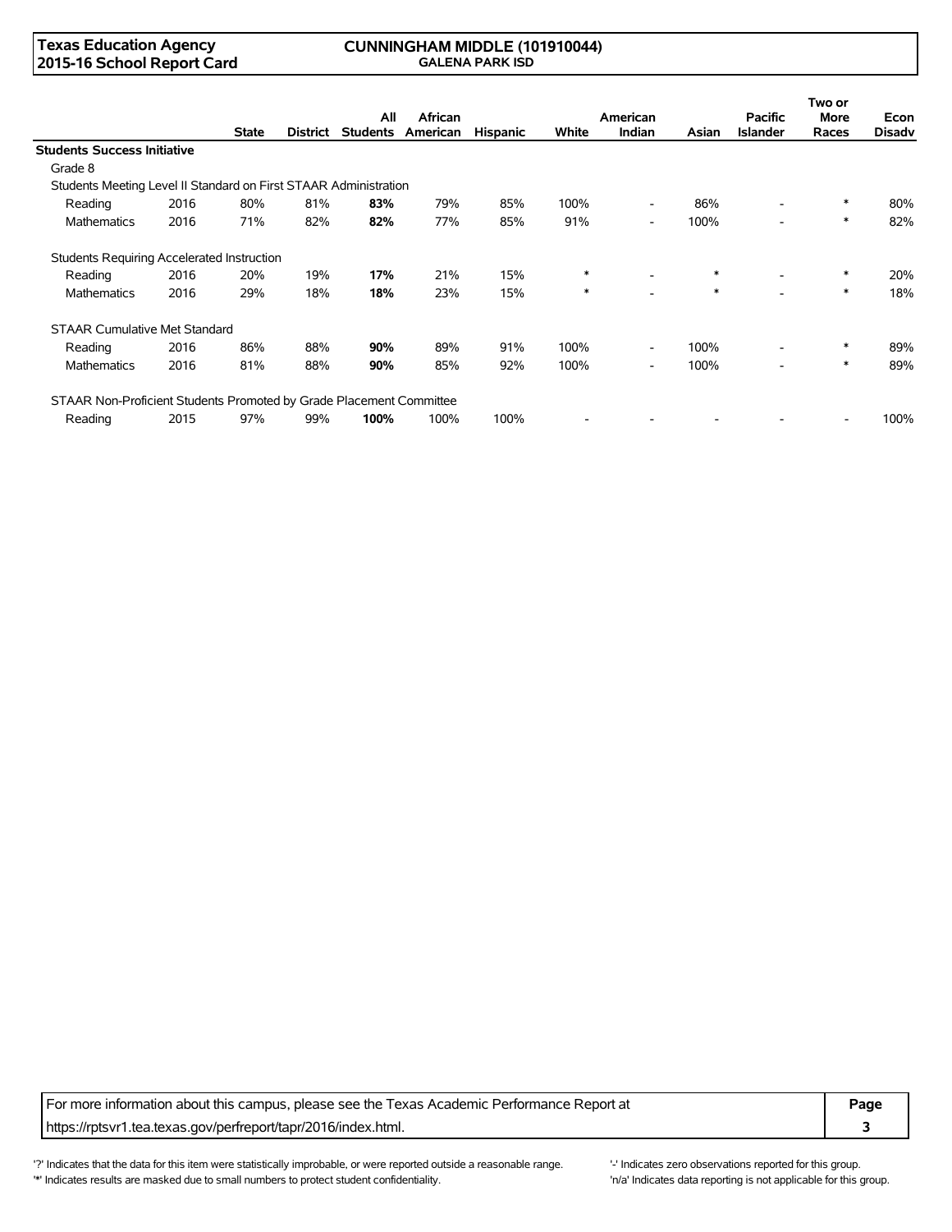**Texas Education Agency**
**2015-16 School Report Card**

**CUNNINGHAM MIDDLE (101910044)**
**GALENA PARK ISD**

| | | State | District | All Students | African American | Hispanic | White | American Indian | Asian | Pacific Islander | Two or More Races | Econ Disadv |
|---|---|---|---|---|---|---|---|---|---|---|---|---|
| **Students Success Initiative** | | | | | | | | | | | | |
| Grade 8 | | | | | | | | | | | | |
| Students Meeting Level II Standard on First STAAR Administration | | | | | | | | | | | | |
| Reading | 2016 | 80% | 81% | **83%** | 79% | 85% | 100% | - | 86% | - | * | 80% |
| Mathematics | 2016 | 71% | 82% | **82%** | 77% | 85% | 91% | - | 100% | - | * | 82% |
| Students Requiring Accelerated Instruction | | | | | | | | | | | | |
| Reading | 2016 | 20% | 19% | **17%** | 21% | 15% | * | - | * | - | * | 20% |
| Mathematics | 2016 | 29% | 18% | **18%** | 23% | 15% | * | - | * | - | * | 18% |
| STAAR Cumulative Met Standard | | | | | | | | | | | | |
| Reading | 2016 | 86% | 88% | **90%** | 89% | 91% | 100% | - | 100% | - | * | 89% |
| Mathematics | 2016 | 81% | 88% | **90%** | 85% | 92% | 100% | - | 100% | - | * | 89% |
| STAAR Non-Proficient Students Promoted by Grade Placement Committee | | | | | | | | | | | | |
| Reading | 2015 | 97% | 99% | **100%** | 100% | 100% | - | - | - | - | - | 100% |

For more information about this campus, please see the Texas Academic Performance Report at https://rptsvr1.tea.texas.gov/perfreport/tapr/2016/index.html.

'?' Indicates that the data for this item were statistically improbable, or were reported outside a reasonable range.
'*' Indicates results are masked due to small numbers to protect student confidentiality.
'-' Indicates zero observations reported for this group.
'n/a' Indicates data reporting is not applicable for this group.